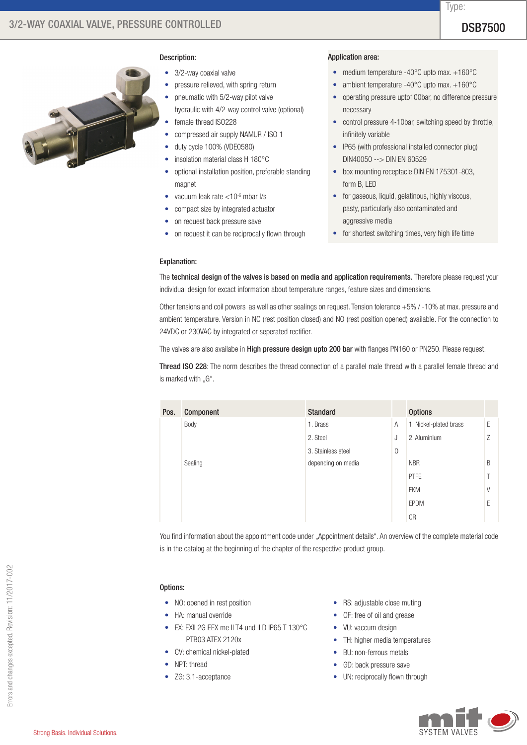# 3/2-WAY COAXIAL VALVE, PRESSURE CONTROLLED

Type:

**DSB7500**

## Description:

- 3/2-way coaxial valve
- pressure relieved, with spring return
- pneumatic with 5/2-way pilot valve
  hydraulic with 4/2-way control valve (optional)
- female thread ISO228
- compressed air supply NAMUR / ISO 1
- duty cycle 100% (VDE0580)
- insolation material class H 180°C
- optional installation position, preferable standing magnet
- vacuum leak rate <$10^{-6}$ mbar l/s
- compact size by integrated actuator
- on request back pressure save
- on request it can be reciprocally flown through

## Application area:

- medium temperature -40°C upto max. +160°C
- ambient temperature -40°C upto max. +160°C
- operating pressure upto100bar, no difference pressure necessary
- control pressure 4-10bar, switching speed by throttle, infinitely variable
- IP65 (with professional installed connector plug) DIN40050 --> DIN EN 60529
- box mounting receptacle DIN EN 175301-803, form B, LED
- for gaseous, liquid, gelatinous, highly viscous, pasty, particularly also contaminated and aggressive media
- for shortest switching times, very high life time

## Explanation:

The **technical design of the valves is based on media and application requirements.** Therefore please request your individual design for excact information about temperature ranges, feature sizes and dimensions.

Other tensions and coil powers as well as other sealings on request. Tension tolerance +5% / -10% at max. pressure and ambient temperature. Version in NC (rest position closed) and NO (rest position opened) available. For the connection to 24VDC or 230VAC by integrated or seperated rectifier.

The valves are also availabe in **High pressure design upto 200 bar** with flanges PN160 or PN250. Please request.

**Thread ISO 228**: The norm describes the thread connection of a parallel male thread with a parallel female thread and is marked with „G".

| Pos. | Component | Standard | | Options | |
|---|---|---|---|---|---|
| | Body | 1. Brass | A | 1. Nickel-plated brass | E |
| | | 2. Steel | J | 2. Aluminium | Z |
| | | 3. Stainless steel | O | | |
| | Sealing | depending on media | | NBR | B |
| | | | | PTFE | T |
| | | | | FKM | V |
| | | | | EPDM | E |
| | | | | CR | |

You find information about the appointment code under „Appointment details". An overview of the complete material code is in the catalog at the beginning of the chapter of the respective product group.

## Options:

- NO: opened in rest position
- HA: manual override
- EX: EXII 2G EEX me II T4 und II D IP65 T 130°C PTB03 ATEX 2120x
- CV: chemical nickel-plated
- NPT: thread
- ZG: 3.1-acceptance
- RS: adjustable close muting
- OF: free of oil and grease
- VU: vaccum design
- TH: higher media temperatures
- BU: non-ferrous metals
- GD: back pressure save
- UN: reciprocally flown through

Errors and changes excepted. Revision: 11/2017-002

Strong Basis. Individual Solutions.

mit SYSTEM VALVES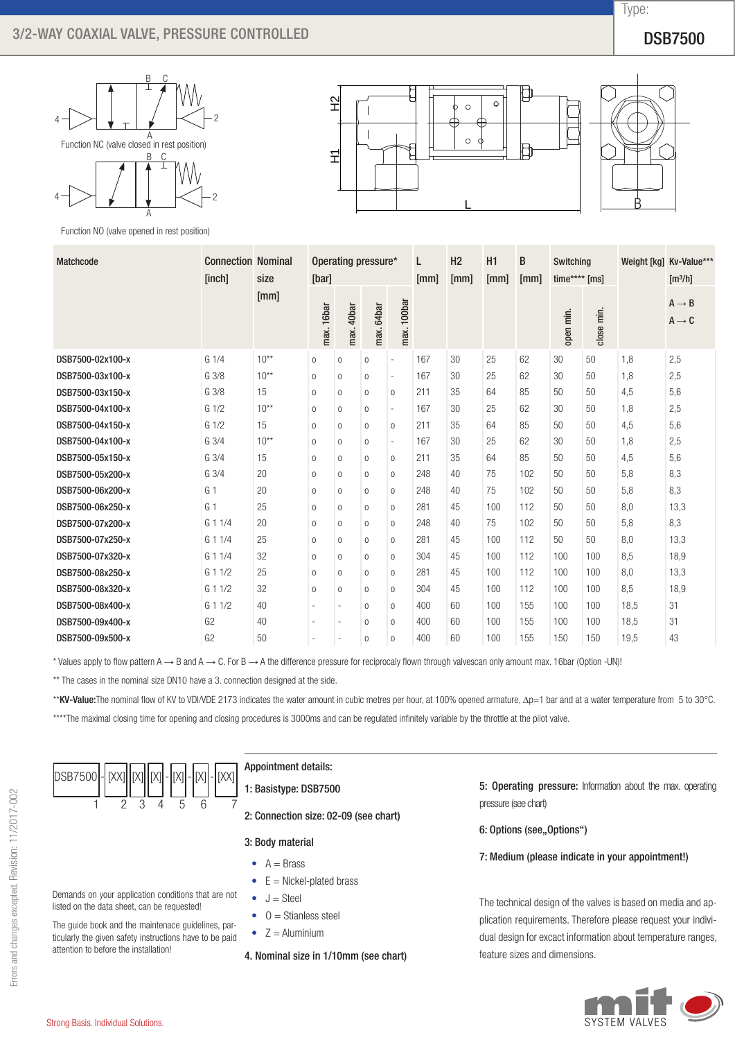# 3/2-WAY COAXIAL VALVE, PRESSURE CONTROLLED

Type: **DSB7500**

Function NC (valve closed in rest position)

Function NO (valve opened in rest position)

| Matchcode | Connection [inch] | Nominal size [mm] | Operating pressure* [bar] | | | | L [mm] | H2 [mm] | H1 [mm] | B [mm] | Switching time**** [ms] | | Weight [kg] | Kv-Value*** [m³/h] |
|---|---|---|---|---|---|---|---|---|---|---|---|---|---|---|
| | | | max. 16bar | max. 40bar | max. 64bar | max. 100bar | | | | | open min. | close min. | | A → B A → C |
| DSB7500-02x100-x | G 1/4 | 10** | o | o | o | - | 167 | 30 | 25 | 62 | 30 | 50 | 1,8 | 2,5 |
| DSB7500-03x100-x | G 3/8 | 10** | o | o | o | - | 167 | 30 | 25 | 62 | 30 | 50 | 1,8 | 2,5 |
| DSB7500-03x150-x | G 3/8 | 15 | o | o | o | o | 211 | 35 | 64 | 85 | 50 | 50 | 4,5 | 5,6 |
| DSB7500-04x100-x | G 1/2 | 10** | o | o | o | - | 167 | 30 | 25 | 62 | 30 | 50 | 1,8 | 2,5 |
| DSB7500-04x150-x | G 1/2 | 15 | o | o | o | o | 211 | 35 | 64 | 85 | 50 | 50 | 4,5 | 5,6 |
| DSB7500-04x100-x | G 3/4 | 10** | o | o | o | - | 167 | 30 | 25 | 62 | 30 | 50 | 1,8 | 2,5 |
| DSB7500-05x150-x | G 3/4 | 15 | o | o | o | o | 211 | 35 | 64 | 85 | 50 | 50 | 4,5 | 5,6 |
| DSB7500-05x200-x | G 3/4 | 20 | o | o | o | o | 248 | 40 | 75 | 102 | 50 | 50 | 5,8 | 8,3 |
| DSB7500-06x200-x | G 1 | 20 | o | o | o | o | 248 | 40 | 75 | 102 | 50 | 50 | 5,8 | 8,3 |
| DSB7500-06x250-x | G 1 | 25 | o | o | o | o | 281 | 45 | 100 | 112 | 50 | 50 | 8,0 | 13,3 |
| DSB7500-07x200-x | G 1 1/4 | 20 | o | o | o | o | 248 | 40 | 75 | 102 | 50 | 50 | 5,8 | 8,3 |
| DSB7500-07x250-x | G 1 1/4 | 25 | o | o | o | o | 281 | 45 | 100 | 112 | 50 | 50 | 8,0 | 13,3 |
| DSB7500-07x320-x | G 1 1/4 | 32 | o | o | o | o | 304 | 45 | 100 | 112 | 100 | 100 | 8,5 | 18,9 |
| DSB7500-08x250-x | G 1 1/2 | 25 | o | o | o | o | 281 | 45 | 100 | 112 | 100 | 100 | 8,0 | 13,3 |
| DSB7500-08x320-x | G 1 1/2 | 32 | o | o | o | o | 304 | 45 | 100 | 112 | 100 | 100 | 8,5 | 18,9 |
| DSB7500-08x400-x | G 1 1/2 | 40 | - | - | o | o | 400 | 60 | 100 | 155 | 100 | 100 | 18,5 | 31 |
| DSB7500-09x400-x | G2 | 40 | - | - | o | o | 400 | 60 | 100 | 155 | 100 | 100 | 18,5 | 31 |
| DSB7500-09x500-x | G2 | 50 | - | - | o | o | 400 | 60 | 100 | 155 | 150 | 150 | 19,5 | 43 |

\* Values apply to flow pattern A → B and A → C. For B → A the difference pressure for reciprocaly flown through valvescan only amount max. 16bar (Option -UN)!

** The cases in the nominal size DN10 have a 3. connection designed at the side.

****KV-Value:** The nominal flow of KV to VDI/VDE 2173 indicates the water amount in cubic metres per hour, at 100% opened armature, Δp=1 bar and at a water temperature from 5 to 30°C.

****The maximal closing time for opening and closing procedures is 3000ms and can be regulated infinitely variable by the throttle at the pilot valve.

DSB7500 - [XX] [X] [X] - [X] - [X] - [XX]
1 2 3 4 5 6 7

Demands on your application conditions that are not listed on the data sheet, can be requested!

The guide book and the maintenace guidelines, particularly the given safety instructions have to be paid attention to before the installation!

**Appointment details:**

**1: Basistype: DSB7500**

**2: Connection size: 02-09 (see chart)**

**3: Body material**

- A = Brass
- E = Nickel-plated brass
- J = Steel
- O = Stianless steel
- Z = Aluminium

**4. Nominal size in 1/10mm (see chart)**

**5: Operating pressure:** Information about the max. operating pressure (see chart)

**6: Options (see„Options")**

**7: Medium (please indicate in your appointment!)**

The technical design of the valves is based on media and application requirements. Therefore please request your individual design for excact information about temperature ranges, feature sizes and dimensions.

Errors and changes excepted. Revision: 11/2017-002

Strong Basis. Individual Solutions.

mit SYSTEM VALVES